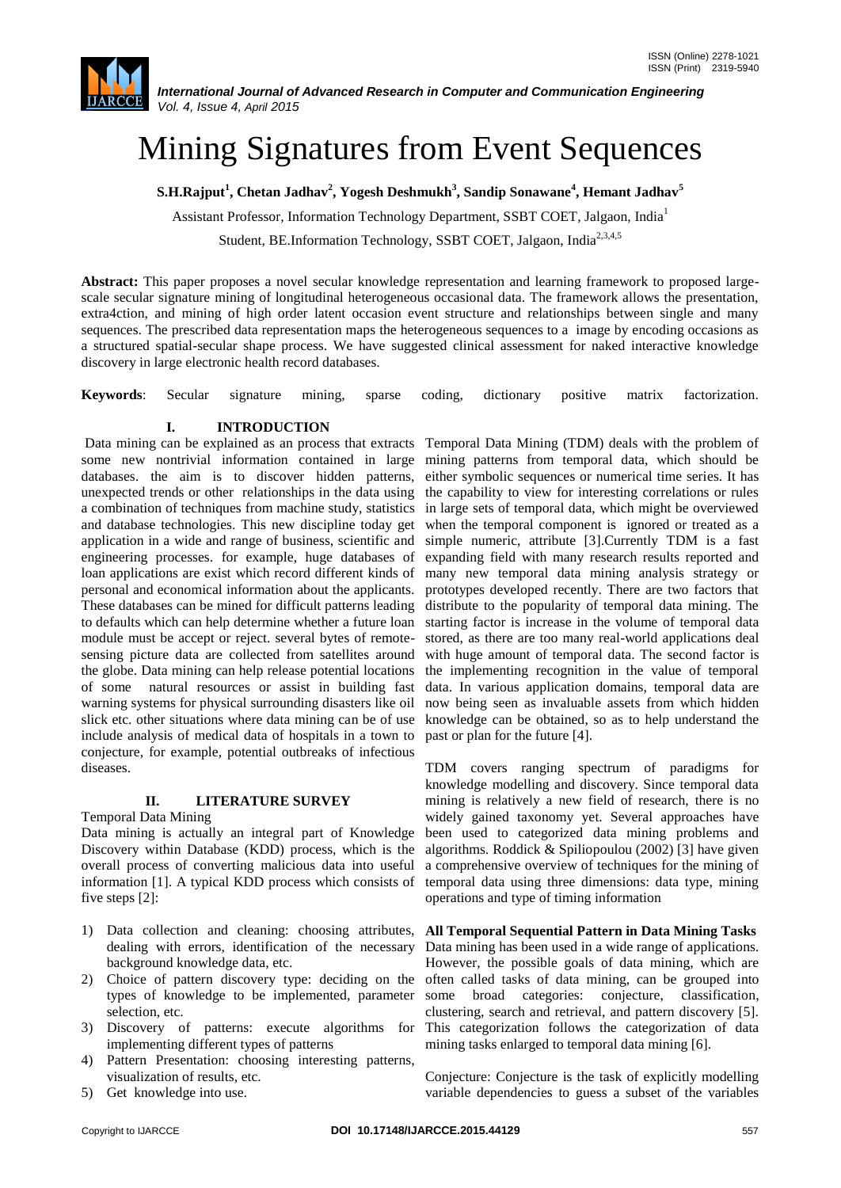# Mining Signatures from Event Sequences

**S.H.Rajput[1], Chetan Jadhav[2], Yogesh Deshmukh[3], Sandip Sonawane[4], Hemant Jadhav[5]**

Assistant Professor, Information Technology Department, SSBT COET, Jalgaon, India[1]

Student, BE.Information Technology, SSBT COET, Jalgaon, India[2,3,4,5]

**Abstract:** This paper proposes a novel secular knowledge representation and learning framework to proposed large-scale secular signature mining of longitudinal heterogeneous occasional data. The framework allows the presentation, extra4ction, and mining of high order latent occasion event structure and relationships between single and many sequences. The prescribed data representation maps the heterogeneous sequences to a image by encoding occasions as a structured spatial-secular shape process. We have suggested clinical assessment for naked interactive knowledge discovery in large electronic health record databases.

**Keywords**: Secular signature mining, sparse coding, dictionary positive matrix factorization.

## I. INTRODUCTION

Data mining can be explained as an process that extracts some new nontrivial information contained in large databases. the aim is to discover hidden patterns, unexpected trends or other relationships in the data using a combination of techniques from machine study, statistics and database technologies. This new discipline today get application in a wide and range of business, scientific and engineering processes. for example, huge databases of loan applications are exist which record different kinds of personal and economical information about the applicants. These databases can be mined for difficult patterns leading to defaults which can help determine whether a future loan module must be accept or reject. several bytes of remote-sensing picture data are collected from satellites around the globe. Data mining can help release potential locations of some natural resources or assist in building fast warning systems for physical surrounding disasters like oil slick etc. other situations where data mining can be of use include analysis of medical data of hospitals in a town to conjecture, for example, potential outbreaks of infectious diseases.

## II. LITERATURE SURVEY

Temporal Data Mining

Data mining is actually an integral part of Knowledge Discovery within Database (KDD) process, which is the overall process of converting malicious data into useful information [1]. A typical KDD process which consists of five steps [2]:

1) Data collection and cleaning: choosing attributes, dealing with errors, identification of the necessary background knowledge data, etc.
2) Choice of pattern discovery type: deciding on the types of knowledge to be implemented, parameter selection, etc.
3) Discovery of patterns: execute algorithms for implementing different types of patterns
4) Pattern Presentation: choosing interesting patterns, visualization of results, etc.
5) Get knowledge into use.

Temporal Data Mining (TDM) deals with the problem of mining patterns from temporal data, which should be either symbolic sequences or numerical time series. It has the capability to view for interesting correlations or rules in large sets of temporal data, which might be overviewed when the temporal component is ignored or treated as a simple numeric, attribute [3].Currently TDM is a fast expanding field with many research results reported and many new temporal data mining analysis strategy or prototypes developed recently. There are two factors that distribute to the popularity of temporal data mining. The starting factor is increase in the volume of temporal data stored, as there are too many real-world applications deal with huge amount of temporal data. The second factor is the implementing recognition in the value of temporal data. In various application domains, temporal data are now being seen as invaluable assets from which hidden knowledge can be obtained, so as to help understand the past or plan for the future [4].

TDM covers ranging spectrum of paradigms for knowledge modelling and discovery. Since temporal data mining is relatively a new field of research, there is no widely gained taxonomy yet. Several approaches have been used to categorized data mining problems and algorithms. Roddick & Spiliopoulou (2002) [3] have given a comprehensive overview of techniques for the mining of temporal data using three dimensions: data type, mining operations and type of timing information

**All Temporal Sequential Pattern in Data Mining Tasks**

Data mining has been used in a wide range of applications. However, the possible goals of data mining, which are often called tasks of data mining, can be grouped into some broad categories: conjecture, classification, clustering, search and retrieval, and pattern discovery [5]. This categorization follows the categorization of data mining tasks enlarged to temporal data mining [6].

Conjecture: Conjecture is the task of explicitly modelling variable dependencies to guess a subset of the variables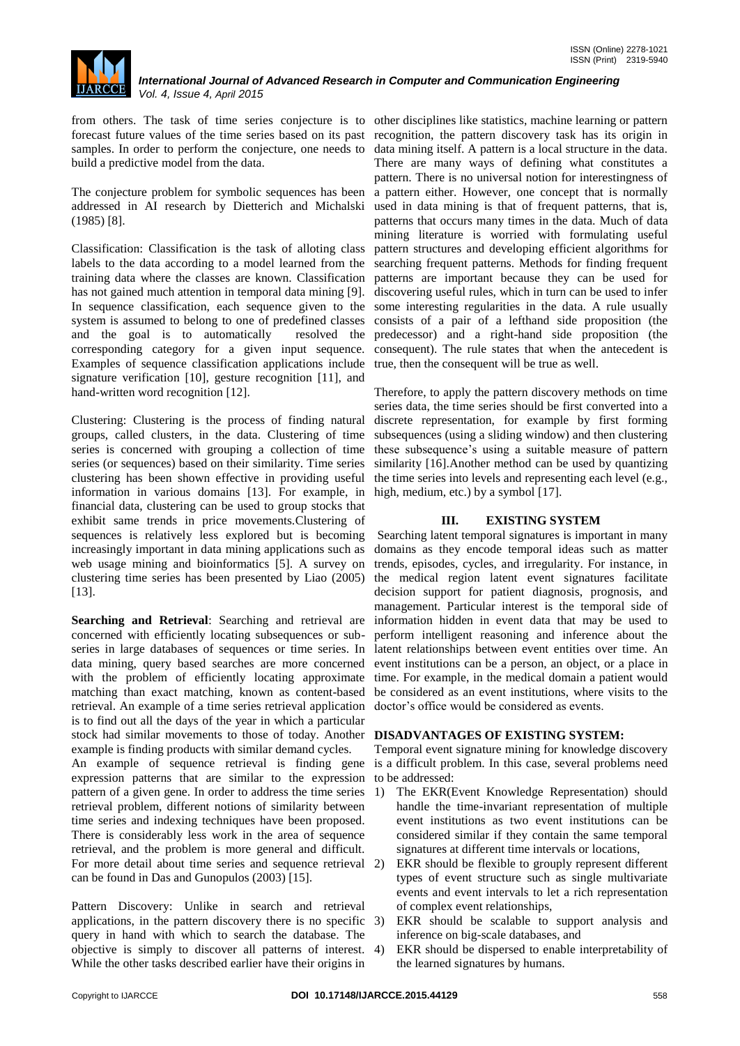from others. The task of time series conjecture is to forecast future values of the time series based on its past samples. In order to perform the conjecture, one needs to build a predictive model from the data.

The conjecture problem for symbolic sequences has been addressed in AI research by Dietterich and Michalski (1985) [8].

Classification: Classification is the task of alloting class labels to the data according to a model learned from the training data where the classes are known. Classification has not gained much attention in temporal data mining [9]. In sequence classification, each sequence given to the system is assumed to belong to one of predefined classes and the goal is to automatically resolved the corresponding category for a given input sequence. Examples of sequence classification applications include signature verification [10], gesture recognition [11], and hand-written word recognition [12].

Clustering: Clustering is the process of finding natural groups, called clusters, in the data. Clustering of time series is concerned with grouping a collection of time series (or sequences) based on their similarity. Time series clustering has been shown effective in providing useful information in various domains [13]. For example, in financial data, clustering can be used to group stocks that exhibit same trends in price movements.Clustering of sequences is relatively less explored but is becoming increasingly important in data mining applications such as web usage mining and bioinformatics [5]. A survey on clustering time series has been presented by Liao (2005) [13].

**Searching and Retrieval**: Searching and retrieval are concerned with efficiently locating subsequences or sub-series in large databases of sequences or time series. In data mining, query based searches are more concerned with the problem of efficiently locating approximate matching than exact matching, known as content-based retrieval. An example of a time series retrieval application is to find out all the days of the year in which a particular stock had similar movements to those of today. Another example is finding products with similar demand cycles.
An example of sequence retrieval is finding gene expression patterns that are similar to the expression pattern of a given gene. In order to address the time series retrieval problem, different notions of similarity between time series and indexing techniques have been proposed. There is considerably less work in the area of sequence retrieval, and the problem is more general and difficult. For more detail about time series and sequence retrieval can be found in Das and Gunopulos (2003) [15].

Pattern Discovery: Unlike in search and retrieval applications, in the pattern discovery there is no specific query in hand with which to search the database. The objective is simply to discover all patterns of interest. While the other tasks described earlier have their origins in other disciplines like statistics, machine learning or pattern recognition, the pattern discovery task has its origin in data mining itself. A pattern is a local structure in the data. There are many ways of defining what constitutes a pattern. There is no universal notion for interestingness of a pattern either. However, one concept that is normally used in data mining is that of frequent patterns, that is, patterns that occurs many times in the data. Much of data mining literature is worried with formulating useful pattern structures and developing efficient algorithms for searching frequent patterns. Methods for finding frequent patterns are important because they can be used for discovering useful rules, which in turn can be used to infer some interesting regularities in the data. A rule usually consists of a pair of a lefthand side proposition (the predecessor) and a right-hand side proposition (the consequent). The rule states that when the antecedent is true, then the consequent will be true as well.

Therefore, to apply the pattern discovery methods on time series data, the time series should be first converted into a discrete representation, for example by first forming subsequences (using a sliding window) and then clustering these subsequence's using a suitable measure of pattern similarity [16].Another method can be used by quantizing the time series into levels and representing each level (e.g., high, medium, etc.) by a symbol [17].

## III. EXISTING SYSTEM

Searching latent temporal signatures is important in many domains as they encode temporal ideas such as matter trends, episodes, cycles, and irregularity. For instance, in the medical region latent event signatures facilitate decision support for patient diagnosis, prognosis, and management. Particular interest is the temporal side of information hidden in event data that may be used to perform intelligent reasoning and inference about the latent relationships between event entities over time. An event institutions can be a person, an object, or a place in time. For example, in the medical domain a patient would be considered as an event institutions, where visits to the doctor's office would be considered as events.

### DISADVANTAGES OF EXISTING SYSTEM:

Temporal event signature mining for knowledge discovery is a difficult problem. In this case, several problems need to be addressed:

1) The EKR(Event Knowledge Representation) should handle the time-invariant representation of multiple event institutions as two event institutions can be considered similar if they contain the same temporal signatures at different time intervals or locations,
2) EKR should be flexible to grouply represent different types of event structure such as single multivariate events and event intervals to let a rich representation of complex event relationships,
3) EKR should be scalable to support analysis and inference on big-scale databases, and
4) EKR should be dispersed to enable interpretability of the learned signatures by humans.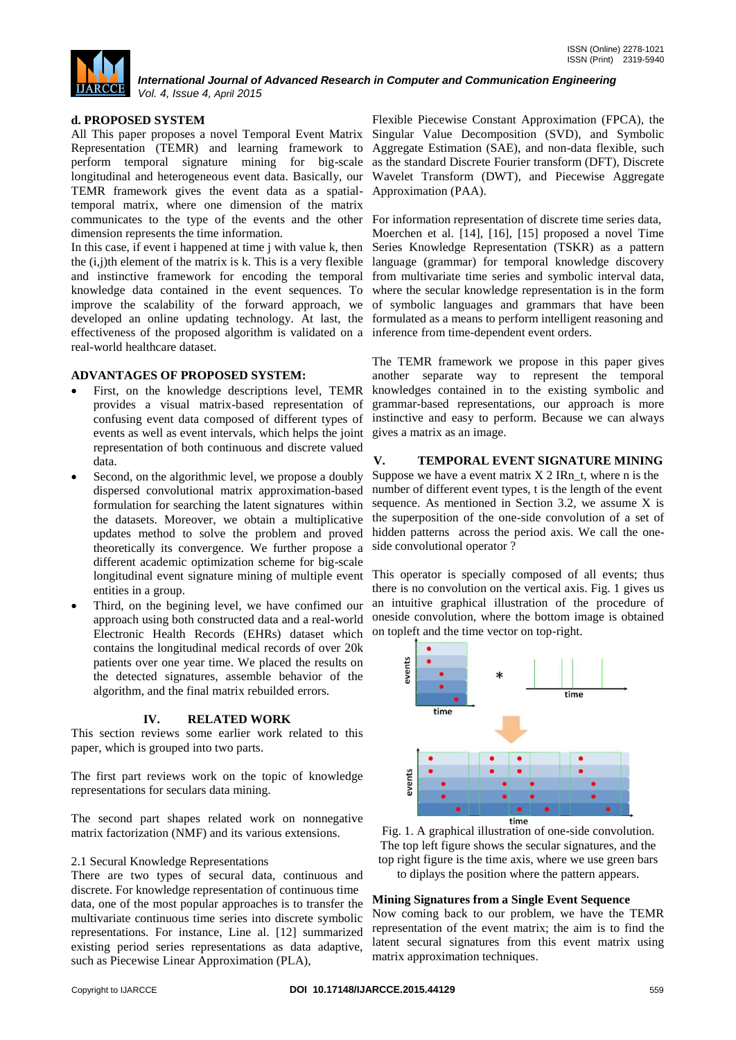### d. PROPOSED SYSTEM

All This paper proposes a novel Temporal Event Matrix Representation (TEMR) and learning framework to perform temporal signature mining for big-scale longitudinal and heterogeneous event data. Basically, our TEMR framework gives the event data as a spatial-temporal matrix, where one dimension of the matrix communicates to the type of the events and the other dimension represents the time information.

In this case, if event i happened at time j with value k, then the (i,j)th element of the matrix is k. This is a very flexible and instinctive framework for encoding the temporal knowledge data contained in the event sequences. To improve the scalability of the forward approach, we developed an online updating technology. At last, the effectiveness of the proposed algorithm is validated on a real-world healthcare dataset.

### ADVANTAGES OF PROPOSED SYSTEM:

- First, on the knowledge descriptions level, TEMR provides a visual matrix-based representation of confusing event data composed of different types of events as well as event intervals, which helps the joint representation of both continuous and discrete valued data.
- Second, on the algorithmic level, we propose a doubly dispersed convolutional matrix approximation-based formulation for searching the latent signatures within the datasets. Moreover, we obtain a multiplicative updates method to solve the problem and proved theoretically its convergence. We further propose a different academic optimization scheme for big-scale longitudinal event signature mining of multiple event entities in a group.
- Third, on the begining level, we have confined our approach using both constructed data and a real-world Electronic Health Records (EHRs) dataset which contains the longitudinal medical records of over 20k patients over one year time. We placed the results on the detected signatures, assemble behavior of the algorithm, and the final matrix rebuilded errors.

## IV. RELATED WORK

This section reviews some earlier work related to this paper, which is grouped into two parts.

The first part reviews work on the topic of knowledge representations for seculars data mining.

The second part shapes related work on nonnegative matrix factorization (NMF) and its various extensions.

### 2.1 Secural Knowledge Representations

There are two types of secural data, continuous and discrete. For knowledge representation of continuous time data, one of the most popular approaches is to transfer the multivariate continuous time series into discrete symbolic representations. For instance, Line al. [12] summarized existing period series representations as data adaptive, such as Piecewise Linear Approximation (PLA), Flexible Piecewise Constant Approximation (FPCA), the Singular Value Decomposition (SVD), and Symbolic Aggregate Estimation (SAE), and non-data flexible, such as the standard Discrete Fourier transform (DFT), Discrete Wavelet Transform (DWT), and Piecewise Aggregate Approximation (PAA).

For information representation of discrete time series data, Moerchen et al. [14], [16], [15] proposed a novel Time Series Knowledge Representation (TSKR) as a pattern language (grammar) for temporal knowledge discovery from multivariate time series and symbolic interval data, where the secular knowledge representation is in the form of symbolic languages and grammars that have been formulated as a means to perform intelligent reasoning and inference from time-dependent event orders.

The TEMR framework we propose in this paper gives another separate way to represent the temporal knowledges contained in to the existing symbolic and grammar-based representations, our approach is more instinctive and easy to perform. Because we can always gives a matrix as an image.

## V. TEMPORAL EVENT SIGNATURE MINING

Suppose we have a event matrix X 2 IRn_t, where n is the number of different event types, t is the length of the event sequence. As mentioned in Section 3.2, we assume X is the superposition of the one-side convolution of a set of hidden patterns across the period axis. We call the one-side convolutional operator ?

This operator is specially composed of all events; thus there is no convolution on the vertical axis. Fig. 1 gives us an intuitive graphical illustration of the procedure of oneside convolution, where the bottom image is obtained on topleft and the time vector on top-right.

Fig. 1. A graphical illustration of one-side convolution. The top left figure shows the secular signatures, and the top right figure is the time axis, where we use green bars to diplays the position where the pattern appears.

### Mining Signatures from a Single Event Sequence

Now coming back to our problem, we have the TEMR representation of the event matrix; the aim is to find the latent secural signatures from this event matrix using matrix approximation techniques.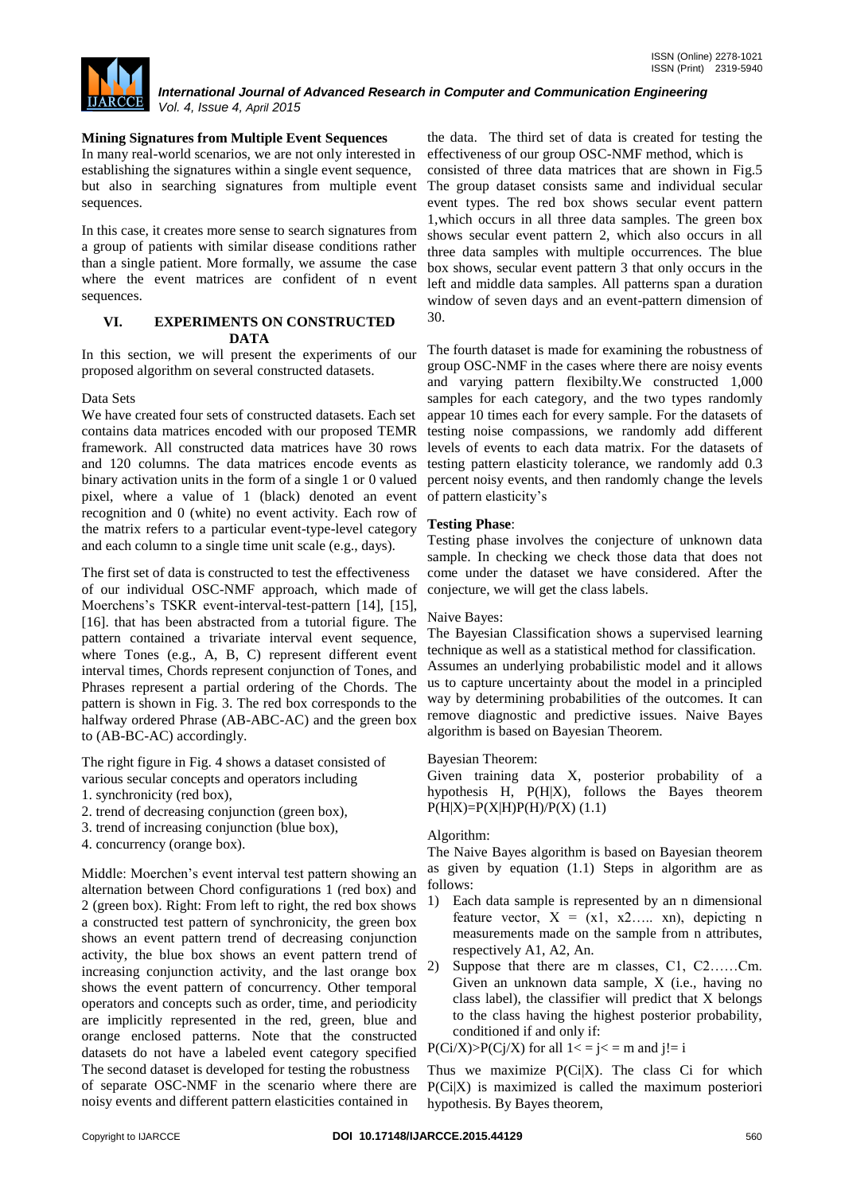### Mining Signatures from Multiple Event Sequences

In many real-world scenarios, we are not only interested in establishing the signatures within a single event sequence, but also in searching signatures from multiple event sequences.

In this case, it creates more sense to search signatures from a group of patients with similar disease conditions rather than a single patient. More formally, we assume the case where the event matrices are confident of n event sequences.

## VI. EXPERIMENTS ON CONSTRUCTED DATA

In this section, we will present the experiments of our proposed algorithm on several constructed datasets.

Data Sets

We have created four sets of constructed datasets. Each set contains data matrices encoded with our proposed TEMR framework. All constructed data matrices have 30 rows and 120 columns. The data matrices encode events as binary activation units in the form of a single 1 or 0 valued pixel, where a value of 1 (black) denoted an event recognition and 0 (white) no event activity. Each row of the matrix refers to a particular event-type-level category and each column to a single time unit scale (e.g., days).

The first set of data is constructed to test the effectiveness of our individual OSC-NMF approach, which made of Moerchens's TSKR event-interval-test-pattern [14], [15], [16]. that has been abstracted from a tutorial figure. The pattern contained a trivariate interval event sequence, where Tones (e.g., A, B, C) represent different event interval times, Chords represent conjunction of Tones, and Phrases represent a partial ordering of the Chords. The pattern is shown in Fig. 3. The red box corresponds to the halfway ordered Phrase (AB-ABC-AC) and the green box to (AB-BC-AC) accordingly.

The right figure in Fig. 4 shows a dataset consisted of various secular concepts and operators including

1. synchronicity (red box),
2. trend of decreasing conjunction (green box),
3. trend of increasing conjunction (blue box),
4. concurrency (orange box).

Middle: Moerchen's event interval test pattern showing an alternation between Chord configurations 1 (red box) and 2 (green box). Right: From left to right, the red box shows a constructed test pattern of synchronicity, the green box shows an event pattern trend of decreasing conjunction activity, the blue box shows an event pattern trend of increasing conjunction activity, and the last orange box shows the event pattern of concurrency. Other temporal operators and concepts such as order, time, and periodicity are implicitly represented in the red, green, blue and orange enclosed patterns. Note that the constructed datasets do not have a labeled event category specified The second dataset is developed for testing the robustness of separate OSC-NMF in the scenario where there are noisy events and different pattern elasticities contained in the data. The third set of data is created for testing the effectiveness of our group OSC-NMF method, which is consisted of three data matrices that are shown in Fig.5 The group dataset consists same and individual secular event types. The red box shows secular event pattern 1,which occurs in all three data samples. The green box shows secular event pattern 2, which also occurs in all three data samples with multiple occurrences. The blue box shows, secular event pattern 3 that only occurs in the left and middle data samples. All patterns span a duration window of seven days and an event-pattern dimension of 30.

The fourth dataset is made for examining the robustness of group OSC-NMF in the cases where there are noisy events and varying pattern flexibilty.We constructed 1,000 samples for each category, and the two types randomly appear 10 times each for every sample. For the datasets of testing noise compassions, we randomly add different levels of events to each data matrix. For the datasets of testing pattern elasticity tolerance, we randomly add 0.3 percent noisy events, and then randomly change the levels of pattern elasticity's

**Testing Phase**:

Testing phase involves the conjecture of unknown data sample. In checking we check those data that does not come under the dataset we have considered. After the conjecture, we will get the class labels.

Naive Bayes:

The Bayesian Classification shows a supervised learning technique as well as a statistical method for classification. Assumes an underlying probabilistic model and it allows us to capture uncertainty about the model in a principled way by determining probabilities of the outcomes. It can remove diagnostic and predictive issues. Naive Bayes algorithm is based on Bayesian Theorem.

Bayesian Theorem:

Given training data X, posterior probability of a hypothesis H, P(H|X), follows the Bayes theorem $P(H|X)=P(X|H)P(H)/P(X)$ (1.1)

Algorithm:

The Naive Bayes algorithm is based on Bayesian theorem as given by equation (1.1) Steps in algorithm are as follows:

1) Each data sample is represented by an n dimensional feature vector, X = (x1, x2….. xn), depicting n measurements made on the sample from n attributes, respectively A1, A2, An.
2) Suppose that there are m classes, C1, C2……Cm. Given an unknown data sample, X (i.e., having no class label), the classifier will predict that X belongs to the class having the highest posterior probability, conditioned if and only if:

$P(Ci/X)>P(Cj/X)$ for all $1< = j< = m$ and $j!= i$

Thus we maximize P(Ci|X). The class Ci for which P(Ci|X) is maximized is called the maximum posteriori hypothesis. By Bayes theorem,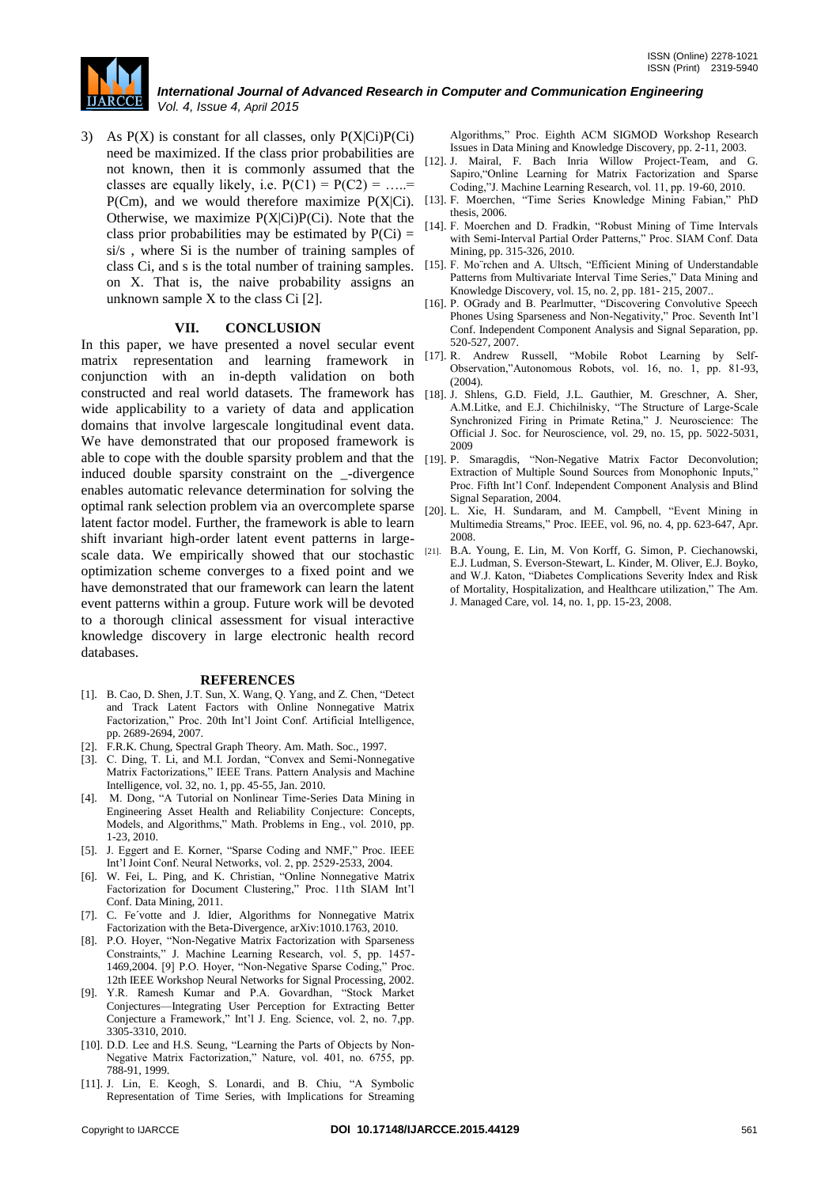3) As $P(X)$ is constant for all classes, only $P(X|Ci)P(Ci)$ need be maximized. If the class prior probabilities are not known, then it is commonly assumed that the classes are equally likely, i.e. $P(C1) = P(C2) = \ldots = P(Cm)$, and we would therefore maximize $P(X|Ci)$. Otherwise, we maximize $P(X|Ci)P(Ci)$. Note that the class prior probabilities may be estimated by $P(Ci) = si/s$ , where Si is the number of training samples of class Ci, and s is the total number of training samples. on X. That is, the naive probability assigns an unknown sample X to the class Ci [2].

## VII. CONCLUSION

In this paper, we have presented a novel secular event matrix representation and learning framework in conjunction with an in-depth validation on both constructed and real world datasets. The framework has wide applicability to a variety of data and application domains that involve largescale longitudinal event data. We have demonstrated that our proposed framework is able to cope with the double sparsity problem and that the induced double sparsity constraint on the _-divergence enables automatic relevance determination for solving the optimal rank selection problem via an overcomplete sparse latent factor model. Further, the framework is able to learn shift invariant high-order latent event patterns in large-scale data. We empirically showed that our stochastic optimization scheme converges to a fixed point and we have demonstrated that our framework can learn the latent event patterns within a group. Future work will be devoted to a thorough clinical assessment for visual interactive knowledge discovery in large electronic health record databases.

## REFERENCES

[1]. B. Cao, D. Shen, J.T. Sun, X. Wang, Q. Yang, and Z. Chen, "Detect and Track Latent Factors with Online Nonnegative Matrix Factorization," Proc. 20th Int'l Joint Conf. Artificial Intelligence, pp. 2689-2694, 2007.

[2]. F.R.K. Chung, Spectral Graph Theory. Am. Math. Soc., 1997.

[3]. C. Ding, T. Li, and M.I. Jordan, "Convex and Semi-Nonnegative Matrix Factorizations," IEEE Trans. Pattern Analysis and Machine Intelligence, vol. 32, no. 1, pp. 45-55, Jan. 2010.

[4]. M. Dong, "A Tutorial on Nonlinear Time-Series Data Mining in Engineering Asset Health and Reliability Conjecture: Concepts, Models, and Algorithms," Math. Problems in Eng., vol. 2010, pp. 1-23, 2010.

[5]. J. Eggert and E. Korner, "Sparse Coding and NMF," Proc. IEEE Int'l Joint Conf. Neural Networks, vol. 2, pp. 2529-2533, 2004.

[6]. W. Fei, L. Ping, and K. Christian, "Online Nonnegative Matrix Factorization for Document Clustering," Proc. 11th SIAM Int'l Conf. Data Mining, 2011.

[7]. C. Fe´votte and J. Idier, Algorithms for Nonnegative Matrix Factorization with the Beta-Divergence, arXiv:1010.1763, 2010.

[8]. P.O. Hoyer, "Non-Negative Matrix Factorization with Sparseness Constraints," J. Machine Learning Research, vol. 5, pp. 1457-1469,2004. [9] P.O. Hoyer, "Non-Negative Sparse Coding," Proc. 12th IEEE Workshop Neural Networks for Signal Processing, 2002.

[9]. Y.R. Ramesh Kumar and P.A. Govardhan, "Stock Market Conjectures—Integrating User Perception for Extracting Better Conjecture a Framework," Int'l J. Eng. Science, vol. 2, no. 7,pp. 3305-3310, 2010.

[10]. D.D. Lee and H.S. Seung, "Learning the Parts of Objects by Non-Negative Matrix Factorization," Nature, vol. 401, no. 6755, pp. 788-91, 1999.

[11]. J. Lin, E. Keogh, S. Lonardi, and B. Chiu, "A Symbolic Representation of Time Series, with Implications for Streaming Algorithms," Proc. Eighth ACM SIGMOD Workshop Research Issues in Data Mining and Knowledge Discovery, pp. 2-11, 2003.

[12]. J. Mairal, F. Bach Inria Willow Project-Team, and G. Sapiro,"Online Learning for Matrix Factorization and Sparse Coding,"J. Machine Learning Research, vol. 11, pp. 19-60, 2010.

[13]. F. Moerchen, "Time Series Knowledge Mining Fabian," PhD thesis, 2006.

[14]. F. Moerchen and D. Fradkin, "Robust Mining of Time Intervals with Semi-Interval Partial Order Patterns," Proc. SIAM Conf. Data Mining, pp. 315-326, 2010.

[15]. F. Mo¨rchen and A. Ultsch, "Efficient Mining of Understandable Patterns from Multivariate Interval Time Series," Data Mining and Knowledge Discovery, vol. 15, no. 2, pp. 181- 215, 2007..

[16]. P. OGrady and B. Pearlmutter, "Discovering Convolutive Speech Phones Using Sparseness and Non-Negativity," Proc. Seventh Int'l Conf. Independent Component Analysis and Signal Separation, pp. 520-527, 2007.

[17]. R. Andrew Russell, "Mobile Robot Learning by Self-Observation,"Autonomous Robots, vol. 16, no. 1, pp. 81-93, (2004).

[18]. J. Shlens, G.D. Field, J.L. Gauthier, M. Greschner, A. Sher, A.M.Litke, and E.J. Chichilnisky, "The Structure of Large-Scale Synchronized Firing in Primate Retina," J. Neuroscience: The Official J. Soc. for Neuroscience, vol. 29, no. 15, pp. 5022-5031, 2009

[19]. P. Smaragdis, "Non-Negative Matrix Factor Deconvolution; Extraction of Multiple Sound Sources from Monophonic Inputs," Proc. Fifth Int'l Conf. Independent Component Analysis and Blind Signal Separation, 2004.

[20]. L. Xie, H. Sundaram, and M. Campbell, "Event Mining in Multimedia Streams," Proc. IEEE, vol. 96, no. 4, pp. 623-647, Apr. 2008.

[21]. B.A. Young, E. Lin, M. Von Korff, G. Simon, P. Ciechanowski, E.J. Ludman, S. Everson-Stewart, L. Kinder, M. Oliver, E.J. Boyko, and W.J. Katon, "Diabetes Complications Severity Index and Risk of Mortality, Hospitalization, and Healthcare utilization," The Am. J. Managed Care, vol. 14, no. 1, pp. 15-23, 2008.